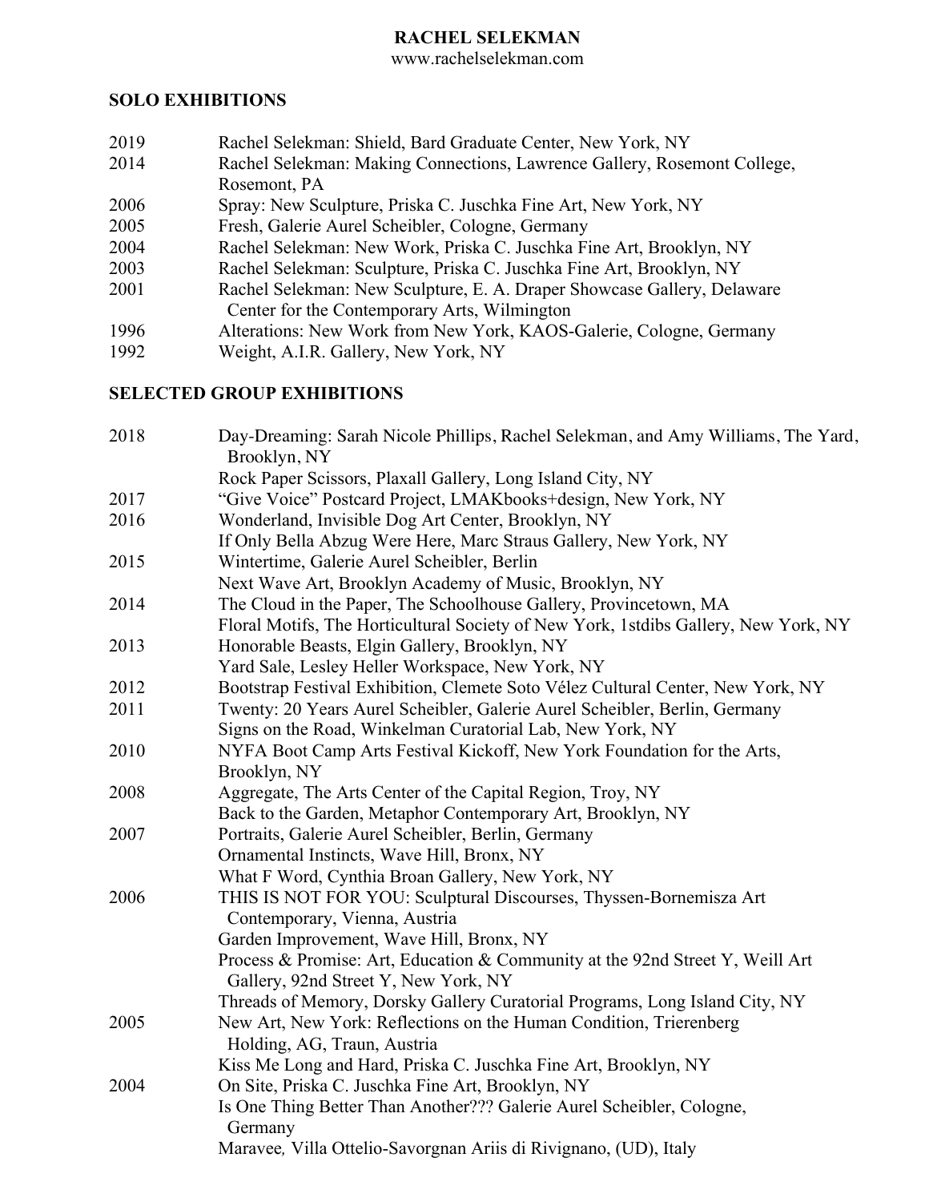# RACHEL SELEKMAN

www.rachelselekman.com

## SOLO EXHIBITIONS

2019 Rachel Selekman: Shield, Bard Graduate Center, New York, NY

2014 Rachel Selekman: Making Connections, Lawrence Gallery, Rosemont College, Rosemont, PA

2006 Spray: New Sculpture, Priska C. Juschka Fine Art, New York, NY

2005 Fresh, Galerie Aurel Scheibler, Cologne, Germany

2004 Rachel Selekman: New Work, Priska C. Juschka Fine Art, Brooklyn, NY

2003 Rachel Selekman: Sculpture, Priska C. Juschka Fine Art, Brooklyn, NY

2001 Rachel Selekman: New Sculpture, E. A. Draper Showcase Gallery, Delaware Center for the Contemporary Arts, Wilmington

1996 Alterations: New Work from New York, KAOS-Galerie, Cologne, Germany

1992 Weight, A.I.R. Gallery, New York, NY

## SELECTED GROUP EXHIBITIONS

2018 Day-Dreaming: Sarah Nicole Phillips, Rachel Selekman, and Amy Williams, The Yard, Brooklyn, NY

Rock Paper Scissors, Plaxall Gallery, Long Island City, NY

2017 "Give Voice" Postcard Project, LMAKbooks+design, New York, NY

2016 Wonderland, Invisible Dog Art Center, Brooklyn, NY

If Only Bella Abzug Were Here, Marc Straus Gallery, New York, NY

2015 Wintertime, Galerie Aurel Scheibler, Berlin

Next Wave Art, Brooklyn Academy of Music, Brooklyn, NY

2014 The Cloud in the Paper, The Schoolhouse Gallery, Provincetown, MA

Floral Motifs, The Horticultural Society of New York, 1stdibs Gallery, New York, NY

2013 Honorable Beasts, Elgin Gallery, Brooklyn, NY

Yard Sale, Lesley Heller Workspace, New York, NY

2012 Bootstrap Festival Exhibition, Clemete Soto Vélez Cultural Center, New York, NY

2011 Twenty: 20 Years Aurel Scheibler, Galerie Aurel Scheibler, Berlin, Germany

Signs on the Road, Winkelman Curatorial Lab, New York, NY

2010 NYFA Boot Camp Arts Festival Kickoff, New York Foundation for the Arts, Brooklyn, NY

2008 Aggregate, The Arts Center of the Capital Region, Troy, NY

Back to the Garden, Metaphor Contemporary Art, Brooklyn, NY

2007 Portraits, Galerie Aurel Scheibler, Berlin, Germany

Ornamental Instincts, Wave Hill, Bronx, NY

What F Word, Cynthia Broan Gallery, New York, NY

2006 THIS IS NOT FOR YOU: Sculptural Discourses, Thyssen-Bornemisza Art Contemporary, Vienna, Austria

Garden Improvement, Wave Hill, Bronx, NY

Process & Promise: Art, Education & Community at the 92nd Street Y, Weill Art Gallery, 92nd Street Y, New York, NY

Threads of Memory, Dorsky Gallery Curatorial Programs, Long Island City, NY

2005 New Art, New York: Reflections on the Human Condition, Trierenberg Holding, AG, Traun, Austria

Kiss Me Long and Hard, Priska C. Juschka Fine Art, Brooklyn, NY

2004 On Site, Priska C. Juschka Fine Art, Brooklyn, NY

Is One Thing Better Than Another??? Galerie Aurel Scheibler, Cologne, Germany

*Maravee*, Villa Ottelio-Savorgnan Ariis di Rivignano, (UD), Italy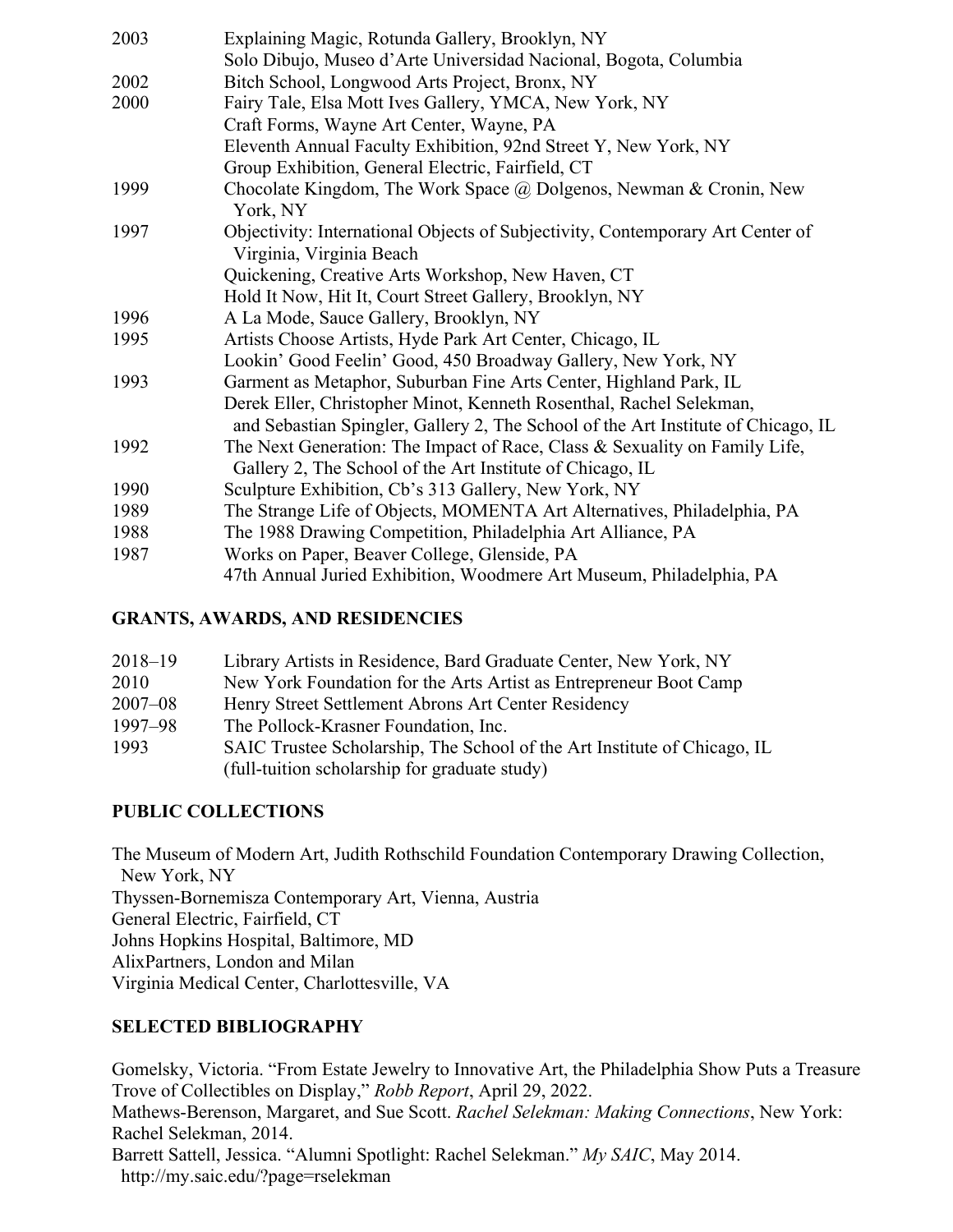| | |
|---|---|
| 2003 | Explaining Magic, Rotunda Gallery, Brooklyn, NY |
| | Solo Dibujo, Museo d'Arte Universidad Nacional, Bogota, Columbia |
| 2002 | Bitch School, Longwood Arts Project, Bronx, NY |
| 2000 | Fairy Tale, Elsa Mott Ives Gallery, YMCA, New York, NY |
| | Craft Forms, Wayne Art Center, Wayne, PA |
| | Eleventh Annual Faculty Exhibition, 92nd Street Y, New York, NY |
| | Group Exhibition, General Electric, Fairfield, CT |
| 1999 | Chocolate Kingdom, The Work Space @ Dolgenos, Newman & Cronin, New York, NY |
| 1997 | Objectivity: International Objects of Subjectivity, Contemporary Art Center of Virginia, Virginia Beach |
| | Quickening, Creative Arts Workshop, New Haven, CT |
| | Hold It Now, Hit It, Court Street Gallery, Brooklyn, NY |
| 1996 | A La Mode, Sauce Gallery, Brooklyn, NY |
| 1995 | Artists Choose Artists, Hyde Park Art Center, Chicago, IL |
| | Lookin' Good Feelin' Good, 450 Broadway Gallery, New York, NY |
| 1993 | Garment as Metaphor, Suburban Fine Arts Center, Highland Park, IL |
| | Derek Eller, Christopher Minot, Kenneth Rosenthal, Rachel Selekman, and Sebastian Spingler, Gallery 2, The School of the Art Institute of Chicago, IL |
| 1992 | The Next Generation: The Impact of Race, Class & Sexuality on Family Life, Gallery 2, The School of the Art Institute of Chicago, IL |
| 1990 | Sculpture Exhibition, Cb's 313 Gallery, New York, NY |
| 1989 | The Strange Life of Objects, MOMENTA Art Alternatives, Philadelphia, PA |
| 1988 | The 1988 Drawing Competition, Philadelphia Art Alliance, PA |
| 1987 | Works on Paper, Beaver College, Glenside, PA |
| | 47th Annual Juried Exhibition, Woodmere Art Museum, Philadelphia, PA |

## GRANTS, AWARDS, AND RESIDENCIES

| | |
|---|---|
| 2018–19 | Library Artists in Residence, Bard Graduate Center, New York, NY |
| 2010 | New York Foundation for the Arts Artist as Entrepreneur Boot Camp |
| 2007–08 | Henry Street Settlement Abrons Art Center Residency |
| 1997–98 | The Pollock-Krasner Foundation, Inc. |
| 1993 | SAIC Trustee Scholarship, The School of the Art Institute of Chicago, IL (full-tuition scholarship for graduate study) |

## PUBLIC COLLECTIONS

The Museum of Modern Art, Judith Rothschild Foundation Contemporary Drawing Collection, New York, NY
Thyssen-Bornemisza Contemporary Art, Vienna, Austria
General Electric, Fairfield, CT
Johns Hopkins Hospital, Baltimore, MD
AlixPartners, London and Milan
Virginia Medical Center, Charlottesville, VA

## SELECTED BIBLIOGRAPHY

Gomelsky, Victoria. "From Estate Jewelry to Innovative Art, the Philadelphia Show Puts a Treasure Trove of Collectibles on Display," *Robb Report*, April 29, 2022.
Mathews-Berenson, Margaret, and Sue Scott. *Rachel Selekman: Making Connections*, New York: Rachel Selekman, 2014.
Barrett Sattell, Jessica. "Alumni Spotlight: Rachel Selekman." *My SAIC*, May 2014. http://my.saic.edu/?page=rselekman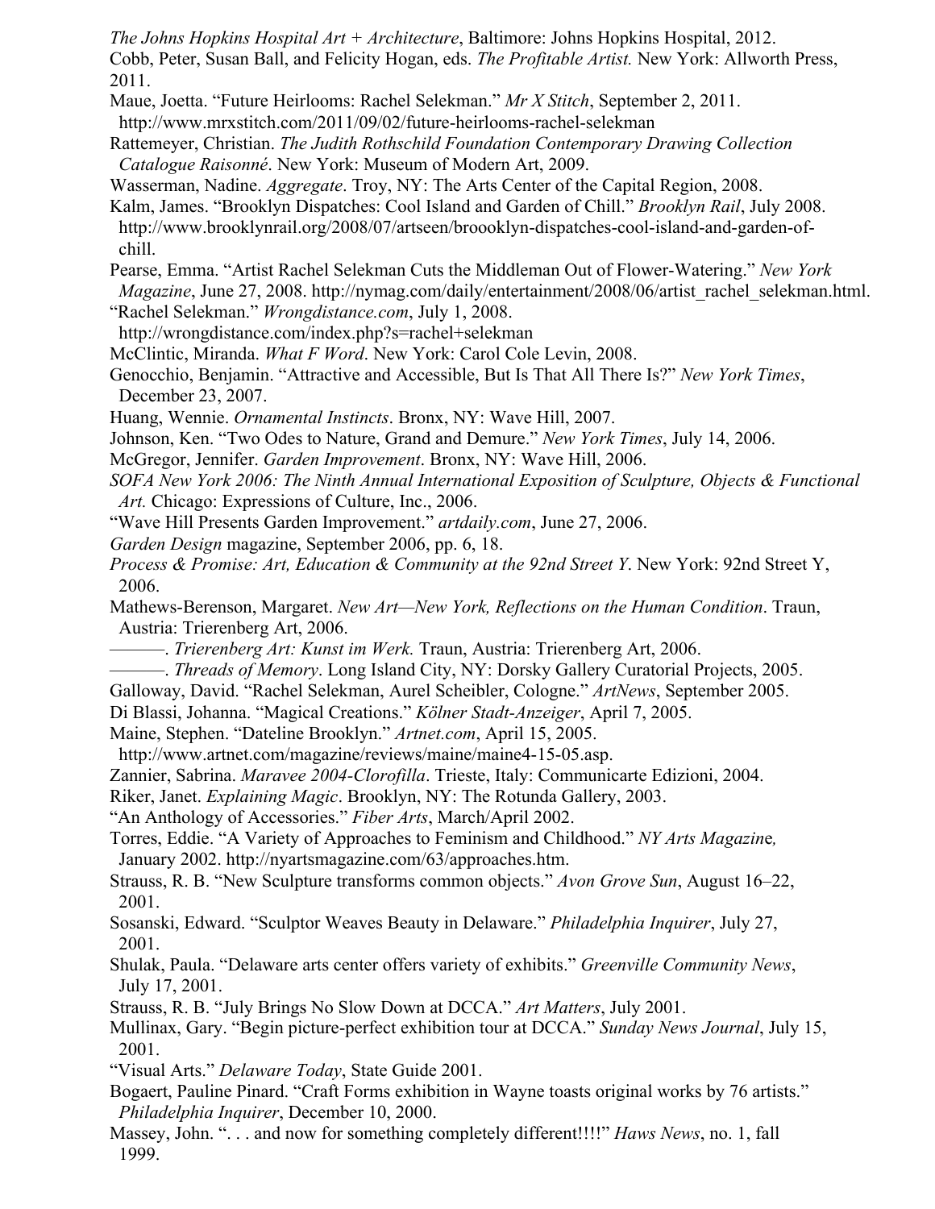*The Johns Hopkins Hospital Art + Architecture*, Baltimore: Johns Hopkins Hospital, 2012.

Cobb, Peter, Susan Ball, and Felicity Hogan, eds. *The Profitable Artist.* New York: Allworth Press, 2011.

Maue, Joetta. "Future Heirlooms: Rachel Selekman." *Mr X Stitch*, September 2, 2011. http://www.mrxstitch.com/2011/09/02/future-heirlooms-rachel-selekman

Rattemeyer, Christian. *The Judith Rothschild Foundation Contemporary Drawing Collection Catalogue Raisonné*. New York: Museum of Modern Art, 2009.

Wasserman, Nadine. *Aggregate*. Troy, NY: The Arts Center of the Capital Region, 2008.

Kalm, James. "Brooklyn Dispatches: Cool Island and Garden of Chill." *Brooklyn Rail*, July 2008. http://www.brooklynrail.org/2008/07/artseen/broooklyn-dispatches-cool-island-and-garden-of-chill.

Pearse, Emma. "Artist Rachel Selekman Cuts the Middleman Out of Flower-Watering." *New York Magazine*, June 27, 2008. http://nymag.com/daily/entertainment/2008/06/artist_rachel_selekman.html.

"Rachel Selekman." *Wrongdistance.com*, July 1, 2008. http://wrongdistance.com/index.php?s=rachel+selekman

McClintic, Miranda. *What F Word*. New York: Carol Cole Levin, 2008.

Genocchio, Benjamin. "Attractive and Accessible, But Is That All There Is?" *New York Times*, December 23, 2007.

Huang, Wennie. *Ornamental Instincts*. Bronx, NY: Wave Hill, 2007.

Johnson, Ken. "Two Odes to Nature, Grand and Demure." *New York Times*, July 14, 2006.

McGregor, Jennifer. *Garden Improvement*. Bronx, NY: Wave Hill, 2006.

*SOFA New York 2006: The Ninth Annual International Exposition of Sculpture, Objects & Functional Art.* Chicago: Expressions of Culture, Inc., 2006.

"Wave Hill Presents Garden Improvement." *artdaily.com*, June 27, 2006.

*Garden Design* magazine, September 2006, pp. 6, 18.

*Process & Promise: Art, Education & Community at the 92nd Street Y*. New York: 92nd Street Y, 2006.

Mathews-Berenson, Margaret. *New Art—New York, Reflections on the Human Condition*. Traun, Austria: Trierenberg Art, 2006.

———. *Trierenberg Art: Kunst im Werk.* Traun, Austria: Trierenberg Art, 2006.

———. *Threads of Memory*. Long Island City, NY: Dorsky Gallery Curatorial Projects, 2005.

Galloway, David. "Rachel Selekman, Aurel Scheibler, Cologne." *ArtNews*, September 2005.

Di Blassi, Johanna. "Magical Creations." *Kölner Stadt-Anzeiger*, April 7, 2005.

Maine, Stephen. "Dateline Brooklyn." *Artnet.com*, April 15, 2005. http://www.artnet.com/magazine/reviews/maine/maine4-15-05.asp.

Zannier, Sabrina. *Maravee 2004-Clorofilla*. Trieste, Italy: Communicarte Edizioni, 2004.

Riker, Janet. *Explaining Magic*. Brooklyn, NY: The Rotunda Gallery, 2003.

"An Anthology of Accessories." *Fiber Arts*, March/April 2002.

Torres, Eddie. "A Variety of Approaches to Feminism and Childhood." *NY Arts Magazine,* January 2002. http://nyartsmagazine.com/63/approaches.htm.

Strauss, R. B. "New Sculpture transforms common objects." *Avon Grove Sun*, August 16–22, 2001.

Sosanski, Edward. "Sculptor Weaves Beauty in Delaware." *Philadelphia Inquirer*, July 27, 2001.

Shulak, Paula. "Delaware arts center offers variety of exhibits." *Greenville Community News*, July 17, 2001.

Strauss, R. B. "July Brings No Slow Down at DCCA." *Art Matters*, July 2001.

Mullinax, Gary. "Begin picture-perfect exhibition tour at DCCA." *Sunday News Journal*, July 15, 2001.

"Visual Arts." *Delaware Today*, State Guide 2001.

Bogaert, Pauline Pinard. "Craft Forms exhibition in Wayne toasts original works by 76 artists." *Philadelphia Inquirer*, December 10, 2000.

Massey, John. ". . . and now for something completely different!!!!" *Haws News*, no. 1, fall 1999.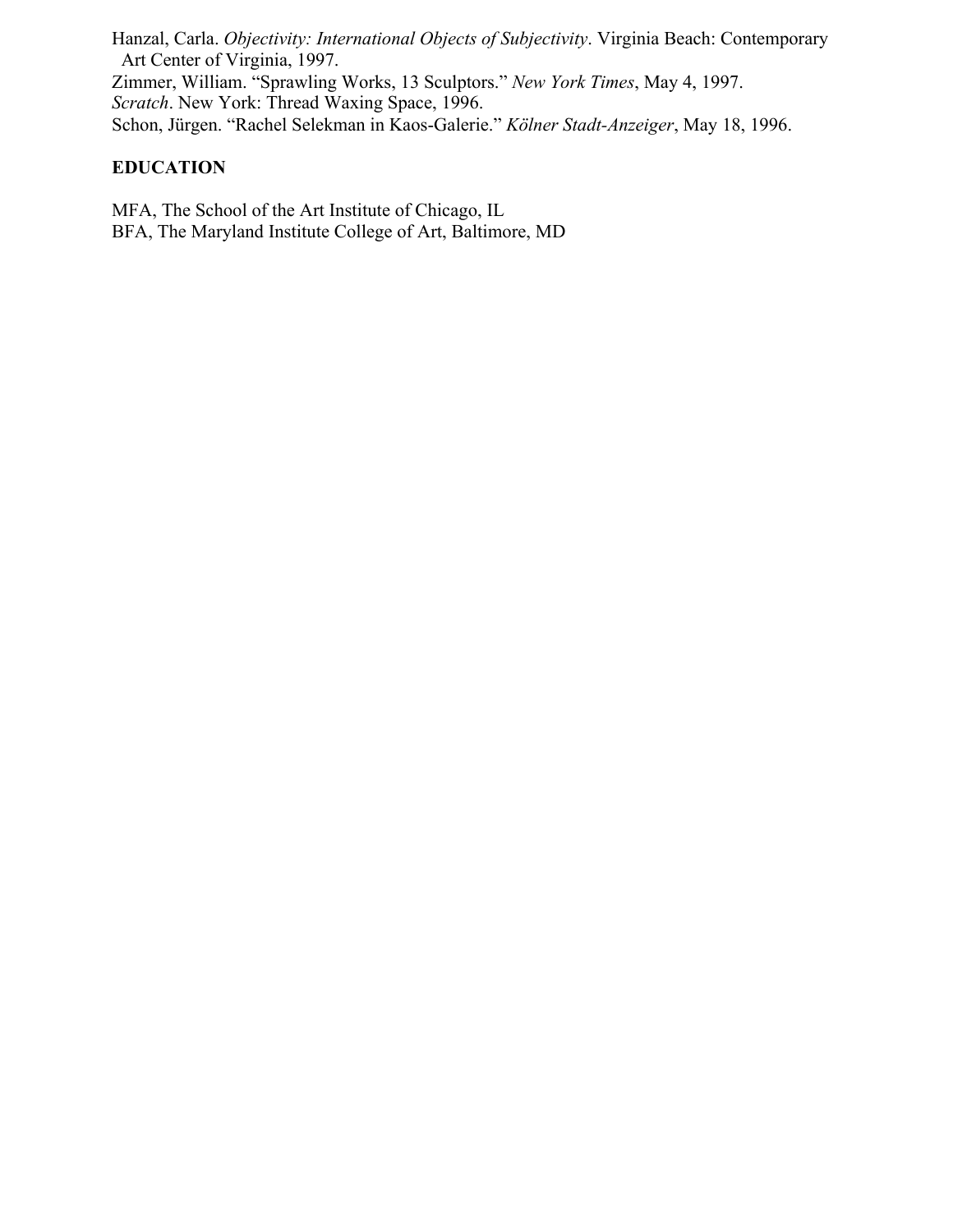Hanzal, Carla. *Objectivity: International Objects of Subjectivity*. Virginia Beach: Contemporary Art Center of Virginia, 1997.
Zimmer, William. "Sprawling Works, 13 Sculptors." *New York Times*, May 4, 1997.
*Scratch*. New York: Thread Waxing Space, 1996.
Schon, Jürgen. "Rachel Selekman in Kaos-Galerie." *Kölner Stadt-Anzeiger*, May 18, 1996.

**EDUCATION**

MFA, The School of the Art Institute of Chicago, IL
BFA, The Maryland Institute College of Art, Baltimore, MD